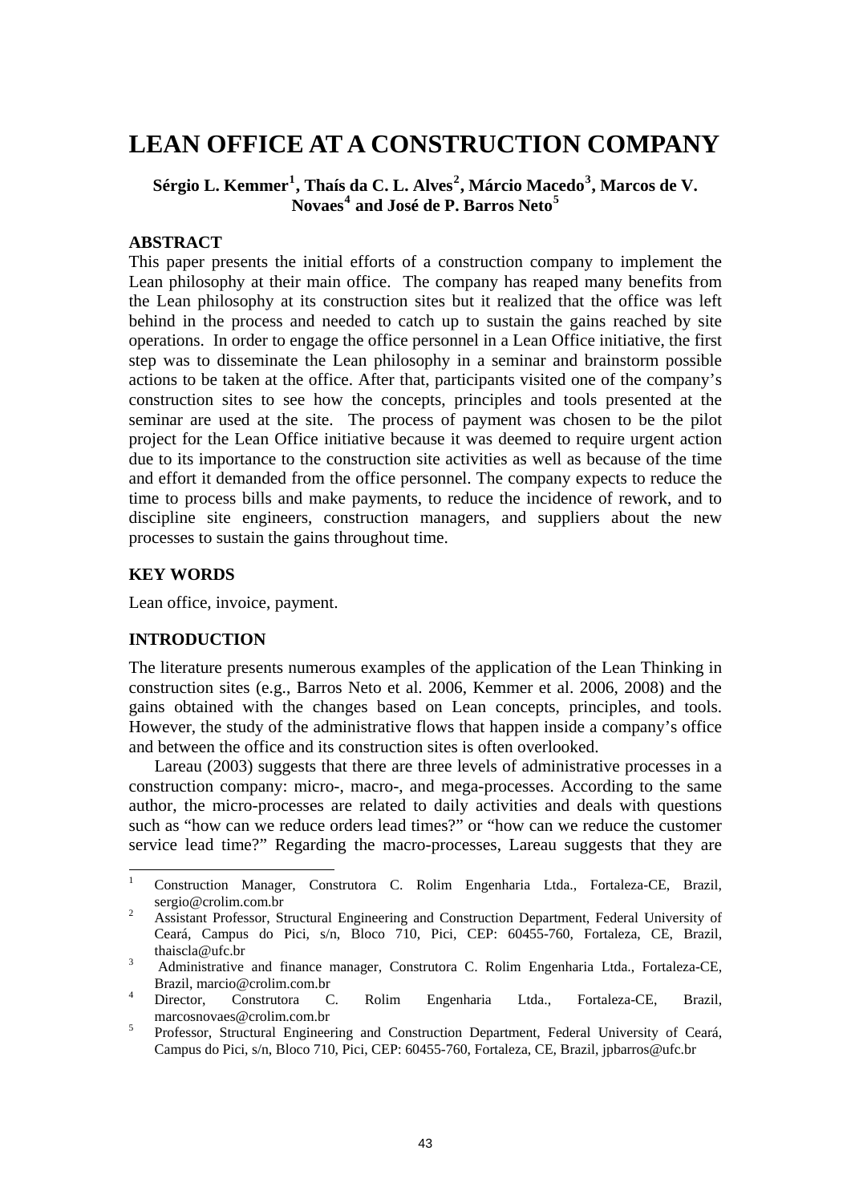# LEAN OFFICE AT A CONSTRUCTION COMPANY

**Sérgio L. Kemmer[1], Thaís da C. L. Alves[2], Márcio Macedo[3], Marcos de V. Novaes[4] and José de P. Barros Neto[5]**

## ABSTRACT

This paper presents the initial efforts of a construction company to implement the Lean philosophy at their main office. The company has reaped many benefits from the Lean philosophy at its construction sites but it realized that the office was left behind in the process and needed to catch up to sustain the gains reached by site operations. In order to engage the office personnel in a Lean Office initiative, the first step was to disseminate the Lean philosophy in a seminar and brainstorm possible actions to be taken at the office. After that, participants visited one of the company's construction sites to see how the concepts, principles and tools presented at the seminar are used at the site. The process of payment was chosen to be the pilot project for the Lean Office initiative because it was deemed to require urgent action due to its importance to the construction site activities as well as because of the time and effort it demanded from the office personnel. The company expects to reduce the time to process bills and make payments, to reduce the incidence of rework, and to discipline site engineers, construction managers, and suppliers about the new processes to sustain the gains throughout time.

## KEY WORDS

Lean office, invoice, payment.

## INTRODUCTION

The literature presents numerous examples of the application of the Lean Thinking in construction sites (e.g., Barros Neto et al. 2006, Kemmer et al. 2006, 2008) and the gains obtained with the changes based on Lean concepts, principles, and tools. However, the study of the administrative flows that happen inside a company's office and between the office and its construction sites is often overlooked.

Lareau (2003) suggests that there are three levels of administrative processes in a construction company: micro-, macro-, and mega-processes. According to the same author, the micro-processes are related to daily activities and deals with questions such as "how can we reduce orders lead times?" or "how can we reduce the customer service lead time?" Regarding the macro-processes, Lareau suggests that they are

---

[1] Construction Manager, Construtora C. Rolim Engenharia Ltda., Fortaleza-CE, Brazil, sergio@crolim.com.br

[2] Assistant Professor, Structural Engineering and Construction Department, Federal University of Ceará, Campus do Pici, s/n, Bloco 710, Pici, CEP: 60455-760, Fortaleza, CE, Brazil, thaiscla@ufc.br

[3] Administrative and finance manager, Construtora C. Rolim Engenharia Ltda., Fortaleza-CE, Brazil, marcio@crolim.com.br

[4] Director, Construtora C. Rolim Engenharia Ltda., Fortaleza-CE, Brazil, marcosnovaes@crolim.com.br

[5] Professor, Structural Engineering and Construction Department, Federal University of Ceará, Campus do Pici, s/n, Bloco 710, Pici, CEP: 60455-760, Fortaleza, CE, Brazil, jpbarros@ufc.br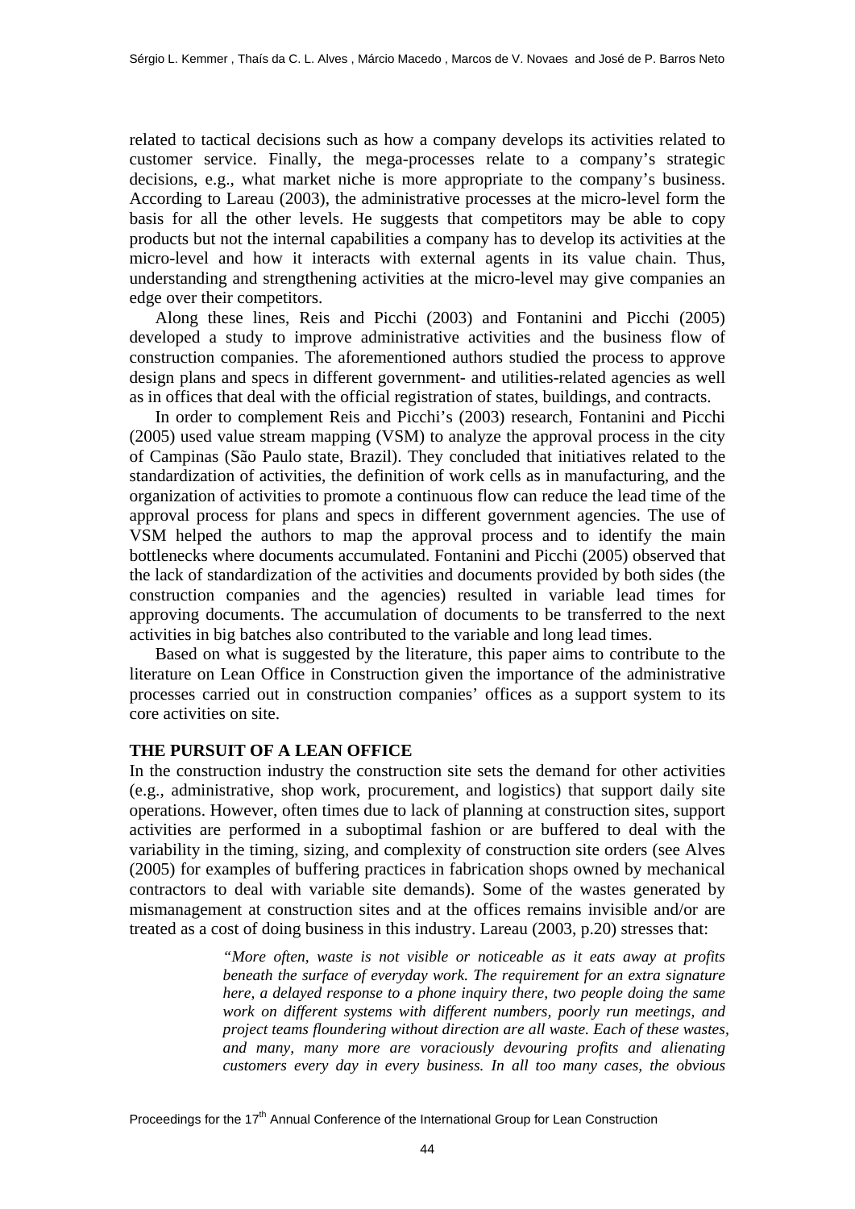related to tactical decisions such as how a company develops its activities related to customer service. Finally, the mega-processes relate to a company's strategic decisions, e.g., what market niche is more appropriate to the company's business. According to Lareau (2003), the administrative processes at the micro-level form the basis for all the other levels. He suggests that competitors may be able to copy products but not the internal capabilities a company has to develop its activities at the micro-level and how it interacts with external agents in its value chain. Thus, understanding and strengthening activities at the micro-level may give companies an edge over their competitors.

Along these lines, Reis and Picchi (2003) and Fontanini and Picchi (2005) developed a study to improve administrative activities and the business flow of construction companies. The aforementioned authors studied the process to approve design plans and specs in different government- and utilities-related agencies as well as in offices that deal with the official registration of states, buildings, and contracts.

In order to complement Reis and Picchi's (2003) research, Fontanini and Picchi (2005) used value stream mapping (VSM) to analyze the approval process in the city of Campinas (São Paulo state, Brazil). They concluded that initiatives related to the standardization of activities, the definition of work cells as in manufacturing, and the organization of activities to promote a continuous flow can reduce the lead time of the approval process for plans and specs in different government agencies. The use of VSM helped the authors to map the approval process and to identify the main bottlenecks where documents accumulated. Fontanini and Picchi (2005) observed that the lack of standardization of the activities and documents provided by both sides (the construction companies and the agencies) resulted in variable lead times for approving documents. The accumulation of documents to be transferred to the next activities in big batches also contributed to the variable and long lead times.

Based on what is suggested by the literature, this paper aims to contribute to the literature on Lean Office in Construction given the importance of the administrative processes carried out in construction companies' offices as a support system to its core activities on site.

## THE PURSUIT OF A LEAN OFFICE

In the construction industry the construction site sets the demand for other activities (e.g., administrative, shop work, procurement, and logistics) that support daily site operations. However, often times due to lack of planning at construction sites, support activities are performed in a suboptimal fashion or are buffered to deal with the variability in the timing, sizing, and complexity of construction site orders (see Alves (2005) for examples of buffering practices in fabrication shops owned by mechanical contractors to deal with variable site demands). Some of the wastes generated by mismanagement at construction sites and at the offices remains invisible and/or are treated as a cost of doing business in this industry. Lareau (2003, p.20) stresses that:

> *"More often, waste is not visible or noticeable as it eats away at profits beneath the surface of everyday work. The requirement for an extra signature here, a delayed response to a phone inquiry there, two people doing the same work on different systems with different numbers, poorly run meetings, and project teams floundering without direction are all waste. Each of these wastes, and many, many more are voraciously devouring profits and alienating customers every day in every business. In all too many cases, the obvious*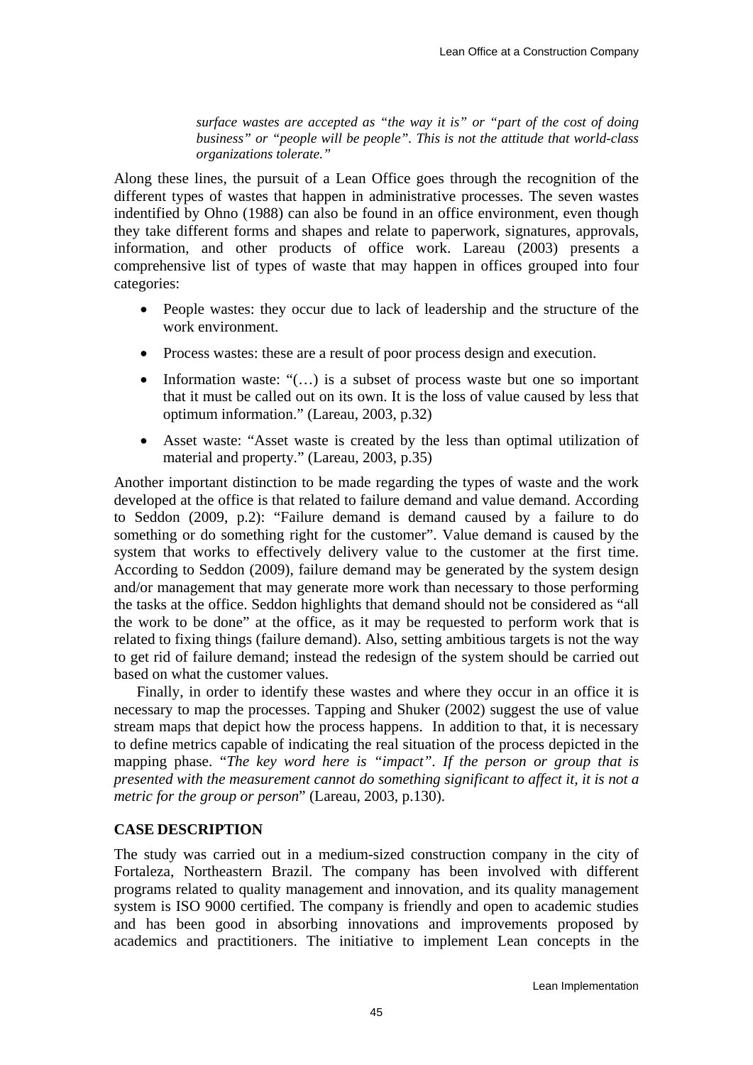*surface wastes are accepted as "the way it is" or "part of the cost of doing business" or "people will be people". This is not the attitude that world-class organizations tolerate."*

Along these lines, the pursuit of a Lean Office goes through the recognition of the different types of wastes that happen in administrative processes. The seven wastes indentified by Ohno (1988) can also be found in an office environment, even though they take different forms and shapes and relate to paperwork, signatures, approvals, information, and other products of office work. Lareau (2003) presents a comprehensive list of types of waste that may happen in offices grouped into four categories:

- People wastes: they occur due to lack of leadership and the structure of the work environment.
- Process wastes: these are a result of poor process design and execution.
- Information waste: "(…) is a subset of process waste but one so important that it must be called out on its own. It is the loss of value caused by less that optimum information." (Lareau, 2003, p.32)
- Asset waste: "Asset waste is created by the less than optimal utilization of material and property." (Lareau, 2003, p.35)

Another important distinction to be made regarding the types of waste and the work developed at the office is that related to failure demand and value demand. According to Seddon (2009, p.2): "Failure demand is demand caused by a failure to do something or do something right for the customer". Value demand is caused by the system that works to effectively delivery value to the customer at the first time. According to Seddon (2009), failure demand may be generated by the system design and/or management that may generate more work than necessary to those performing the tasks at the office. Seddon highlights that demand should not be considered as "all the work to be done" at the office, as it may be requested to perform work that is related to fixing things (failure demand). Also, setting ambitious targets is not the way to get rid of failure demand; instead the redesign of the system should be carried out based on what the customer values.

Finally, in order to identify these wastes and where they occur in an office it is necessary to map the processes. Tapping and Shuker (2002) suggest the use of value stream maps that depict how the process happens. In addition to that, it is necessary to define metrics capable of indicating the real situation of the process depicted in the mapping phase. "*The key word here is "impact". If the person or group that is presented with the measurement cannot do something significant to affect it, it is not a metric for the group or person*" (Lareau, 2003, p.130).

## CASE DESCRIPTION

The study was carried out in a medium-sized construction company in the city of Fortaleza, Northeastern Brazil. The company has been involved with different programs related to quality management and innovation, and its quality management system is ISO 9000 certified. The company is friendly and open to academic studies and has been good in absorbing innovations and improvements proposed by academics and practitioners. The initiative to implement Lean concepts in the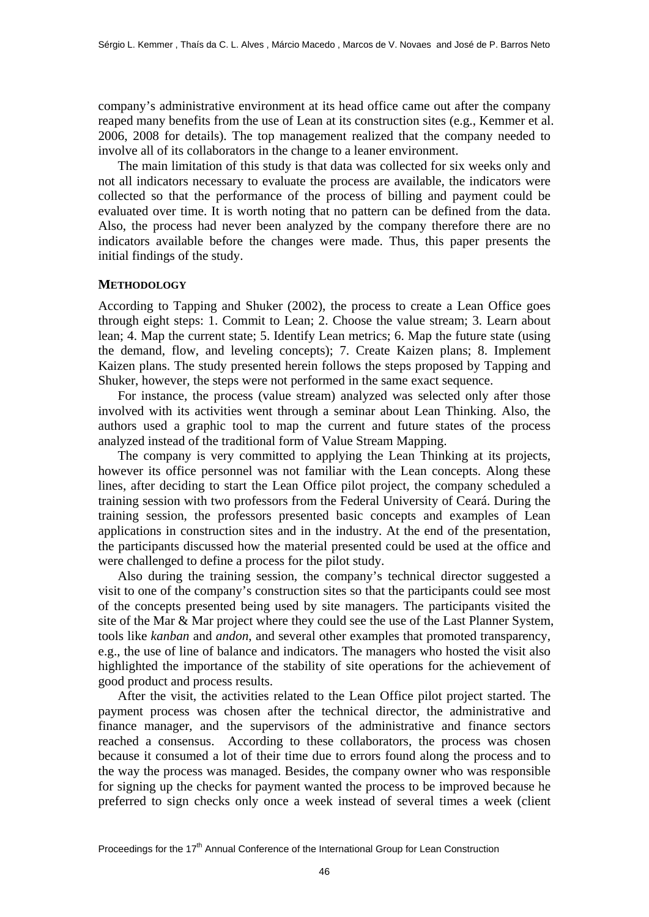company's administrative environment at its head office came out after the company reaped many benefits from the use of Lean at its construction sites (e.g., Kemmer et al. 2006, 2008 for details). The top management realized that the company needed to involve all of its collaborators in the change to a leaner environment.

The main limitation of this study is that data was collected for six weeks only and not all indicators necessary to evaluate the process are available, the indicators were collected so that the performance of the process of billing and payment could be evaluated over time. It is worth noting that no pattern can be defined from the data. Also, the process had never been analyzed by the company therefore there are no indicators available before the changes were made. Thus, this paper presents the initial findings of the study.

## METHODOLOGY

According to Tapping and Shuker (2002), the process to create a Lean Office goes through eight steps: 1. Commit to Lean; 2. Choose the value stream; 3. Learn about lean; 4. Map the current state; 5. Identify Lean metrics; 6. Map the future state (using the demand, flow, and leveling concepts); 7. Create Kaizen plans; 8. Implement Kaizen plans. The study presented herein follows the steps proposed by Tapping and Shuker, however, the steps were not performed in the same exact sequence.

For instance, the process (value stream) analyzed was selected only after those involved with its activities went through a seminar about Lean Thinking. Also, the authors used a graphic tool to map the current and future states of the process analyzed instead of the traditional form of Value Stream Mapping.

The company is very committed to applying the Lean Thinking at its projects, however its office personnel was not familiar with the Lean concepts. Along these lines, after deciding to start the Lean Office pilot project, the company scheduled a training session with two professors from the Federal University of Ceará. During the training session, the professors presented basic concepts and examples of Lean applications in construction sites and in the industry. At the end of the presentation, the participants discussed how the material presented could be used at the office and were challenged to define a process for the pilot study.

Also during the training session, the company's technical director suggested a visit to one of the company's construction sites so that the participants could see most of the concepts presented being used by site managers. The participants visited the site of the Mar & Mar project where they could see the use of the Last Planner System, tools like *kanban* and *andon*, and several other examples that promoted transparency, e.g., the use of line of balance and indicators. The managers who hosted the visit also highlighted the importance of the stability of site operations for the achievement of good product and process results.

After the visit, the activities related to the Lean Office pilot project started. The payment process was chosen after the technical director, the administrative and finance manager, and the supervisors of the administrative and finance sectors reached a consensus. According to these collaborators, the process was chosen because it consumed a lot of their time due to errors found along the process and to the way the process was managed. Besides, the company owner who was responsible for signing up the checks for payment wanted the process to be improved because he preferred to sign checks only once a week instead of several times a week (client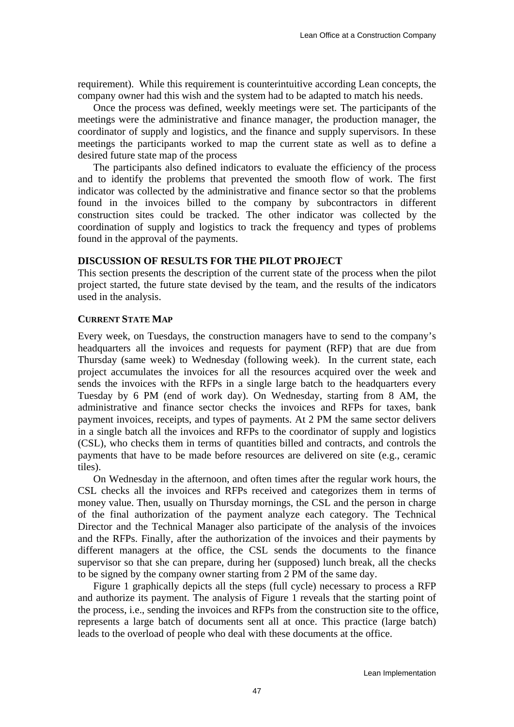requirement). While this requirement is counterintuitive according Lean concepts, the company owner had this wish and the system had to be adapted to match his needs.

Once the process was defined, weekly meetings were set. The participants of the meetings were the administrative and finance manager, the production manager, the coordinator of supply and logistics, and the finance and supply supervisors. In these meetings the participants worked to map the current state as well as to define a desired future state map of the process

The participants also defined indicators to evaluate the efficiency of the process and to identify the problems that prevented the smooth flow of work. The first indicator was collected by the administrative and finance sector so that the problems found in the invoices billed to the company by subcontractors in different construction sites could be tracked. The other indicator was collected by the coordination of supply and logistics to track the frequency and types of problems found in the approval of the payments.

## DISCUSSION OF RESULTS FOR THE PILOT PROJECT

This section presents the description of the current state of the process when the pilot project started, the future state devised by the team, and the results of the indicators used in the analysis.

### CURRENT STATE MAP

Every week, on Tuesdays, the construction managers have to send to the company's headquarters all the invoices and requests for payment (RFP) that are due from Thursday (same week) to Wednesday (following week). In the current state, each project accumulates the invoices for all the resources acquired over the week and sends the invoices with the RFPs in a single large batch to the headquarters every Tuesday by 6 PM (end of work day). On Wednesday, starting from 8 AM, the administrative and finance sector checks the invoices and RFPs for taxes, bank payment invoices, receipts, and types of payments. At 2 PM the same sector delivers in a single batch all the invoices and RFPs to the coordinator of supply and logistics (CSL), who checks them in terms of quantities billed and contracts, and controls the payments that have to be made before resources are delivered on site (e.g., ceramic tiles).

On Wednesday in the afternoon, and often times after the regular work hours, the CSL checks all the invoices and RFPs received and categorizes them in terms of money value. Then, usually on Thursday mornings, the CSL and the person in charge of the final authorization of the payment analyze each category. The Technical Director and the Technical Manager also participate of the analysis of the invoices and the RFPs. Finally, after the authorization of the invoices and their payments by different managers at the office, the CSL sends the documents to the finance supervisor so that she can prepare, during her (supposed) lunch break, all the checks to be signed by the company owner starting from 2 PM of the same day.

Figure 1 graphically depicts all the steps (full cycle) necessary to process a RFP and authorize its payment. The analysis of Figure 1 reveals that the starting point of the process, i.e., sending the invoices and RFPs from the construction site to the office, represents a large batch of documents sent all at once. This practice (large batch) leads to the overload of people who deal with these documents at the office.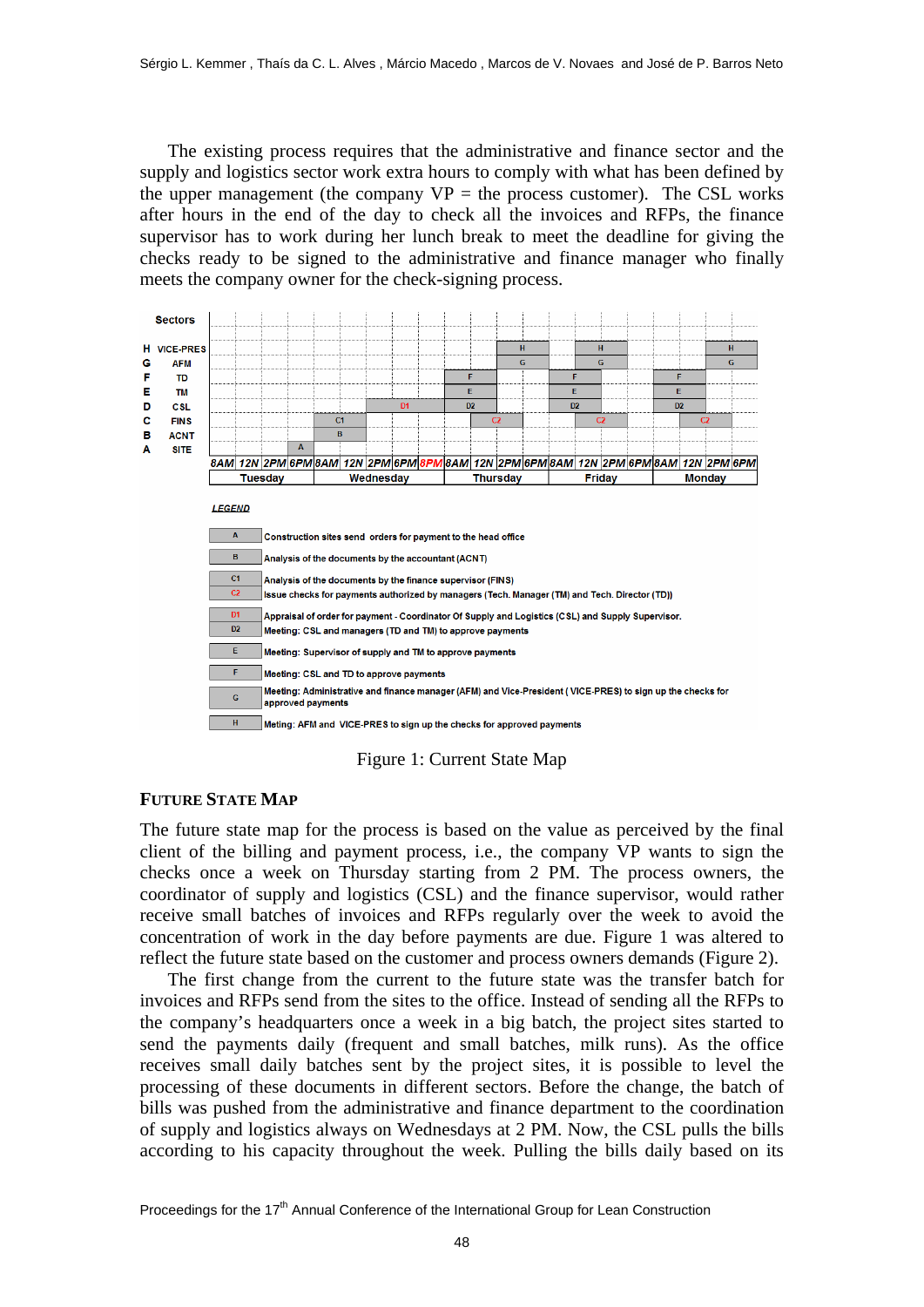The existing process requires that the administrative and finance sector and the supply and logistics sector work extra hours to comply with what has been defined by the upper management (the company VP = the process customer). The CSL works after hours in the end of the day to check all the invoices and RFPs, the finance supervisor has to work during her lunch break to meet the deadline for giving the checks ready to be signed to the administrative and finance manager who finally meets the company owner for the check-signing process.

*LEGEND*

| Code | Description |
|---|---|
| A | Construction sites send orders for payment to the head office |
| B | Analysis of the documents by the accountant (ACNT) |
| C1 | Analysis of the documents by the finance supervisor (FINS) |
| C2 | Issue checks for payments authorized by managers (Tech. Manager (TM) and Tech. Director (TD)) |
| D1 | Appraisal of order for payment - Coordinator Of Supply and Logistics (CSL) and Supply Supervisor. |
| D2 | Meeting: CSL and managers (TD and TM) to approve payments |
| E | Meeting: Supervisor of supply and TM to approve payments |
| F | Meeting: CSL and TD to approve payments |
| G | Meeting: Administrative and finance manager (AFM) and Vice-President ( VICE-PRES) to sign up the checks for approved payments |
| H | Meting: AFM and VICE-PRES to sign up the checks for approved payments |

Figure 1: Current State Map

### FUTURE STATE MAP

The future state map for the process is based on the value as perceived by the final client of the billing and payment process, i.e., the company VP wants to sign the checks once a week on Thursday starting from 2 PM. The process owners, the coordinator of supply and logistics (CSL) and the finance supervisor, would rather receive small batches of invoices and RFPs regularly over the week to avoid the concentration of work in the day before payments are due. Figure 1 was altered to reflect the future state based on the customer and process owners demands (Figure 2).

The first change from the current to the future state was the transfer batch for invoices and RFPs send from the sites to the office. Instead of sending all the RFPs to the company's headquarters once a week in a big batch, the project sites started to send the payments daily (frequent and small batches, milk runs). As the office receives small daily batches sent by the project sites, it is possible to level the processing of these documents in different sectors. Before the change, the batch of bills was pushed from the administrative and finance department to the coordination of supply and logistics always on Wednesdays at 2 PM. Now, the CSL pulls the bills according to his capacity throughout the week. Pulling the bills daily based on its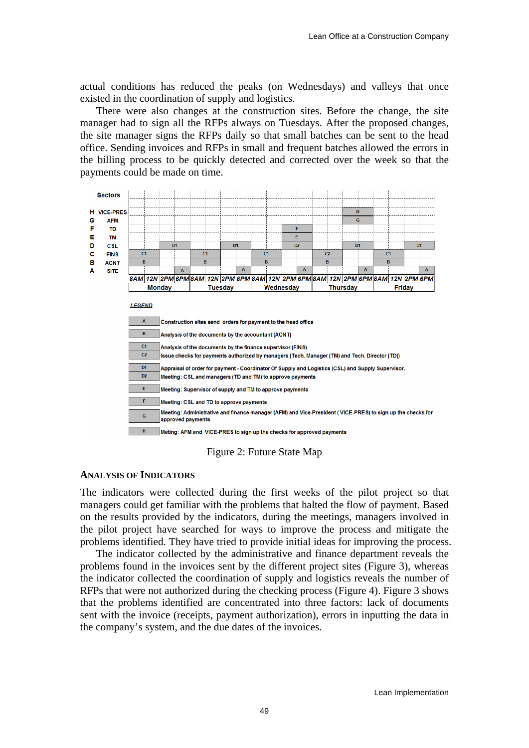actual conditions has reduced the peaks (on Wednesdays) and valleys that once existed in the coordination of supply and logistics.

There were also changes at the construction sites. Before the change, the site manager had to sign all the RFPs always on Tuesdays. After the proposed changes, the site manager signs the RFPs daily so that small batches can be sent to the head office. Sending invoices and RFPs in small and frequent batches allowed the errors in the billing process to be quickly detected and corrected over the week so that the payments could be made on time.

Figure 2: Future State Map

### ANALYSIS OF INDICATORS

The indicators were collected during the first weeks of the pilot project so that managers could get familiar with the problems that halted the flow of payment. Based on the results provided by the indicators, during the meetings, managers involved in the pilot project have searched for ways to improve the process and mitigate the problems identified. They have tried to provide initial ideas for improving the process.

The indicator collected by the administrative and finance department reveals the problems found in the invoices sent by the different project sites (Figure 3), whereas the indicator collected the coordination of supply and logistics reveals the number of RFPs that were not authorized during the checking process (Figure 4). Figure 3 shows that the problems identified are concentrated into three factors: lack of documents sent with the invoice (receipts, payment authorization), errors in inputting the data in the company's system, and the due dates of the invoices.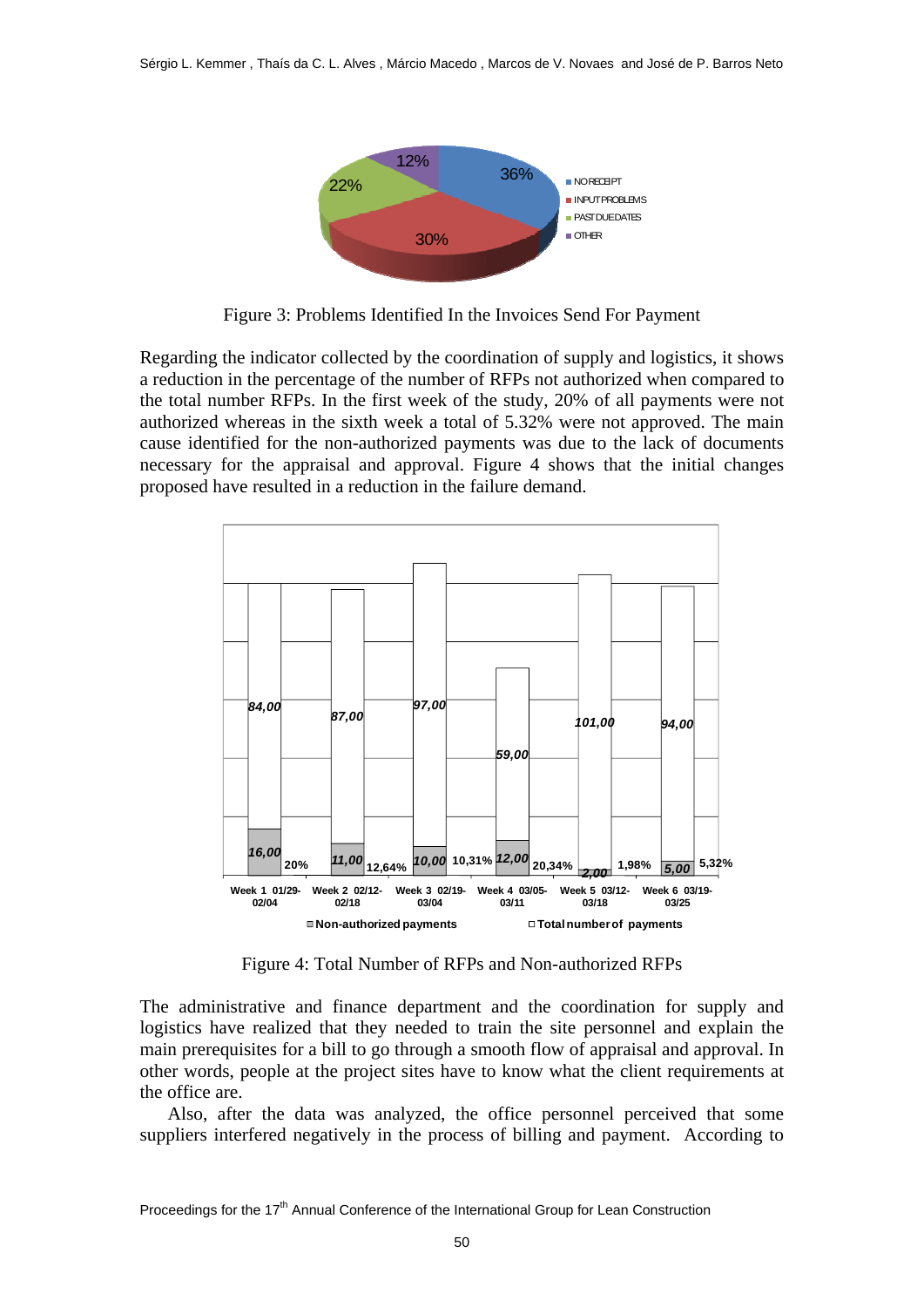Figure 3: Problems Identified In the Invoices Send For Payment

Regarding the indicator collected by the coordination of supply and logistics, it shows a reduction in the percentage of the number of RFPs not authorized when compared to the total number RFPs. In the first week of the study, 20% of all payments were not authorized whereas in the sixth week a total of 5.32% were not approved. The main cause identified for the non-authorized payments was due to the lack of documents necessary for the appraisal and approval. Figure 4 shows that the initial changes proposed have resulted in a reduction in the failure demand.

Figure 4: Total Number of RFPs and Non-authorized RFPs

The administrative and finance department and the coordination for supply and logistics have realized that they needed to train the site personnel and explain the main prerequisites for a bill to go through a smooth flow of appraisal and approval. In other words, people at the project sites have to know what the client requirements at the office are.

Also, after the data was analyzed, the office personnel perceived that some suppliers interfered negatively in the process of billing and payment. According to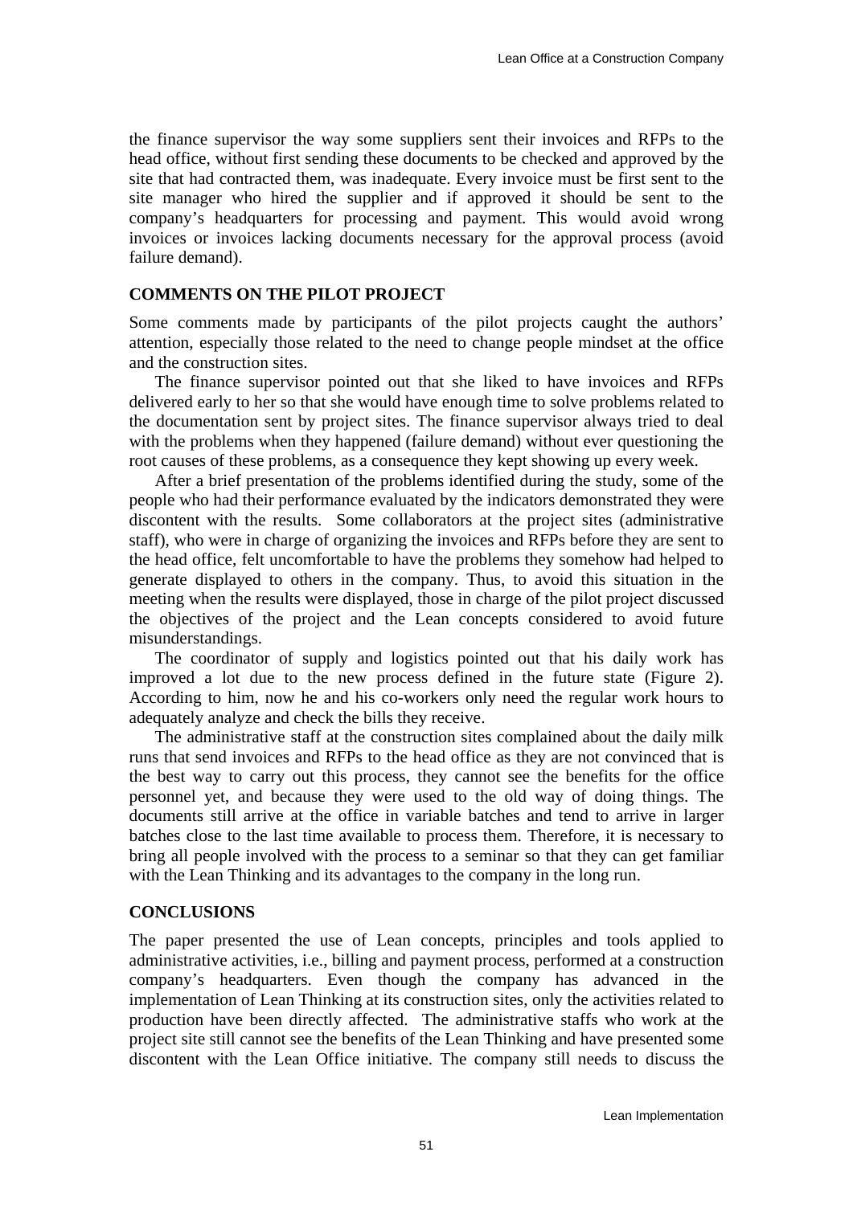the finance supervisor the way some suppliers sent their invoices and RFPs to the head office, without first sending these documents to be checked and approved by the site that had contracted them, was inadequate. Every invoice must be first sent to the site manager who hired the supplier and if approved it should be sent to the company's headquarters for processing and payment. This would avoid wrong invoices or invoices lacking documents necessary for the approval process (avoid failure demand).

## COMMENTS ON THE PILOT PROJECT

Some comments made by participants of the pilot projects caught the authors' attention, especially those related to the need to change people mindset at the office and the construction sites.

The finance supervisor pointed out that she liked to have invoices and RFPs delivered early to her so that she would have enough time to solve problems related to the documentation sent by project sites. The finance supervisor always tried to deal with the problems when they happened (failure demand) without ever questioning the root causes of these problems, as a consequence they kept showing up every week.

After a brief presentation of the problems identified during the study, some of the people who had their performance evaluated by the indicators demonstrated they were discontent with the results. Some collaborators at the project sites (administrative staff), who were in charge of organizing the invoices and RFPs before they are sent to the head office, felt uncomfortable to have the problems they somehow had helped to generate displayed to others in the company. Thus, to avoid this situation in the meeting when the results were displayed, those in charge of the pilot project discussed the objectives of the project and the Lean concepts considered to avoid future misunderstandings.

The coordinator of supply and logistics pointed out that his daily work has improved a lot due to the new process defined in the future state (Figure 2). According to him, now he and his co-workers only need the regular work hours to adequately analyze and check the bills they receive.

The administrative staff at the construction sites complained about the daily milk runs that send invoices and RFPs to the head office as they are not convinced that is the best way to carry out this process, they cannot see the benefits for the office personnel yet, and because they were used to the old way of doing things. The documents still arrive at the office in variable batches and tend to arrive in larger batches close to the last time available to process them. Therefore, it is necessary to bring all people involved with the process to a seminar so that they can get familiar with the Lean Thinking and its advantages to the company in the long run.

## CONCLUSIONS

The paper presented the use of Lean concepts, principles and tools applied to administrative activities, i.e., billing and payment process, performed at a construction company's headquarters. Even though the company has advanced in the implementation of Lean Thinking at its construction sites, only the activities related to production have been directly affected. The administrative staffs who work at the project site still cannot see the benefits of the Lean Thinking and have presented some discontent with the Lean Office initiative. The company still needs to discuss the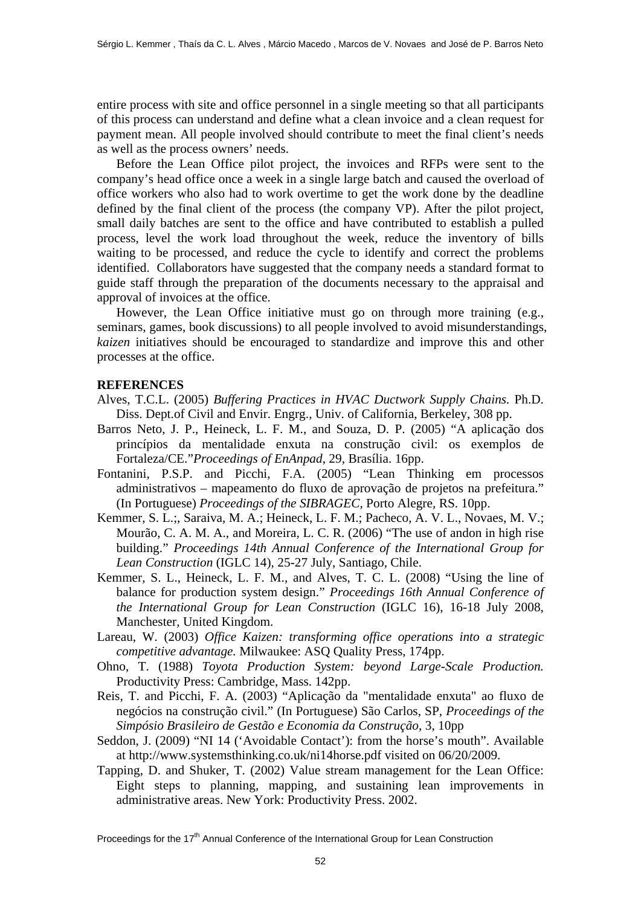entire process with site and office personnel in a single meeting so that all participants of this process can understand and define what a clean invoice and a clean request for payment mean. All people involved should contribute to meet the final client's needs as well as the process owners' needs.

Before the Lean Office pilot project, the invoices and RFPs were sent to the company's head office once a week in a single large batch and caused the overload of office workers who also had to work overtime to get the work done by the deadline defined by the final client of the process (the company VP). After the pilot project, small daily batches are sent to the office and have contributed to establish a pulled process, level the work load throughout the week, reduce the inventory of bills waiting to be processed, and reduce the cycle to identify and correct the problems identified. Collaborators have suggested that the company needs a standard format to guide staff through the preparation of the documents necessary to the appraisal and approval of invoices at the office.

However, the Lean Office initiative must go on through more training (e.g., seminars, games, book discussions) to all people involved to avoid misunderstandings, *kaizen* initiatives should be encouraged to standardize and improve this and other processes at the office.

## REFERENCES

Alves, T.C.L. (2005) *Buffering Practices in HVAC Ductwork Supply Chains.* Ph.D. Diss. Dept.of Civil and Envir. Engrg., Univ. of California, Berkeley, 308 pp.

Barros Neto, J. P., Heineck, L. F. M., and Souza, D. P. (2005) "A aplicação dos princípios da mentalidade enxuta na construção civil: os exemplos de Fortaleza/CE."*Proceedings of EnAnpad*, 29, Brasília. 16pp.

Fontanini, P.S.P. and Picchi, F.A. (2005) "Lean Thinking em processos administrativos – mapeamento do fluxo de aprovação de projetos na prefeitura." (In Portuguese) *Proceedings of the SIBRAGEC*, Porto Alegre, RS. 10pp.

Kemmer, S. L.;, Saraiva, M. A.; Heineck, L. F. M.; Pacheco, A. V. L., Novaes, M. V.; Mourão, C. A. M. A., and Moreira, L. C. R. (2006) "The use of andon in high rise building." *Proceedings 14th Annual Conference of the International Group for Lean Construction* (IGLC 14), 25-27 July, Santiago, Chile.

Kemmer, S. L., Heineck, L. F. M., and Alves, T. C. L. (2008) "Using the line of balance for production system design." *Proceedings 16th Annual Conference of the International Group for Lean Construction* (IGLC 16), 16-18 July 2008, Manchester, United Kingdom.

Lareau, W. (2003) *Office Kaizen: transforming office operations into a strategic competitive advantage.* Milwaukee: ASQ Quality Press, 174pp.

Ohno, T. (1988) *Toyota Production System: beyond Large-Scale Production.* Productivity Press: Cambridge, Mass. 142pp.

Reis, T. and Picchi, F. A. (2003) "Aplicação da "mentalidade enxuta" ao fluxo de negócios na construção civil." (In Portuguese) São Carlos, SP, *Proceedings of the Simpósio Brasileiro de Gestão e Economia da Construção*, 3, 10pp

Seddon, J. (2009) "NI 14 ('Avoidable Contact'): from the horse's mouth". Available at http://www.systemsthinking.co.uk/ni14horse.pdf visited on 06/20/2009.

Tapping, D. and Shuker, T. (2002) Value stream management for the Lean Office: Eight steps to planning, mapping, and sustaining lean improvements in administrative areas. New York: Productivity Press. 2002.